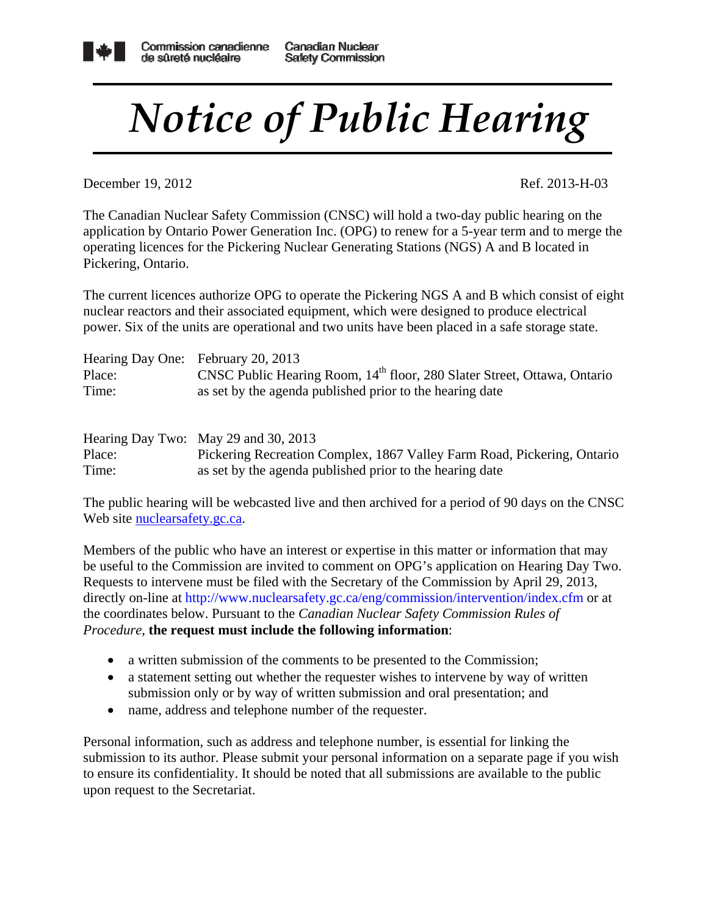Commission canadienne de sûreté nucléaire Canadian Nuclear Safety Commission

# *Notice of Public Hearing*

December 19, 2012 Ref. 2013-H-03

The Canadian Nuclear Safety Commission (CNSC) will hold a two-day public hearing on the application by Ontario Power Generation Inc. (OPG) to renew for a 5-year term and to merge the operating licences for the Pickering Nuclear Generating Stations (NGS) A and B located in Pickering, Ontario.

The current licences authorize OPG to operate the Pickering NGS A and B which consist of eight nuclear reactors and their associated equipment, which were designed to produce electrical power. Six of the units are operational and two units have been placed in a safe storage state.

Hearing Day One: February 20, 2013
Place: CNSC Public Hearing Room, 14th floor, 280 Slater Street, Ottawa, Ontario
Time: as set by the agenda published prior to the hearing date

Hearing Day Two: May 29 and 30, 2013
Place: Pickering Recreation Complex, 1867 Valley Farm Road, Pickering, Ontario
Time: as set by the agenda published prior to the hearing date

The public hearing will be webcasted live and then archived for a period of 90 days on the CNSC Web site nuclearsafety.gc.ca.

Members of the public who have an interest or expertise in this matter or information that may be useful to the Commission are invited to comment on OPG's application on Hearing Day Two. Requests to intervene must be filed with the Secretary of the Commission by April 29, 2013, directly on-line at http://www.nuclearsafety.gc.ca/eng/commission/intervention/index.cfm or at the coordinates below. Pursuant to the *Canadian Nuclear Safety Commission Rules of Procedure*, **the request must include the following information**:

- a written submission of the comments to be presented to the Commission;
- a statement setting out whether the requester wishes to intervene by way of written submission only or by way of written submission and oral presentation; and
- name, address and telephone number of the requester.

Personal information, such as address and telephone number, is essential for linking the submission to its author. Please submit your personal information on a separate page if you wish to ensure its confidentiality. It should be noted that all submissions are available to the public upon request to the Secretariat.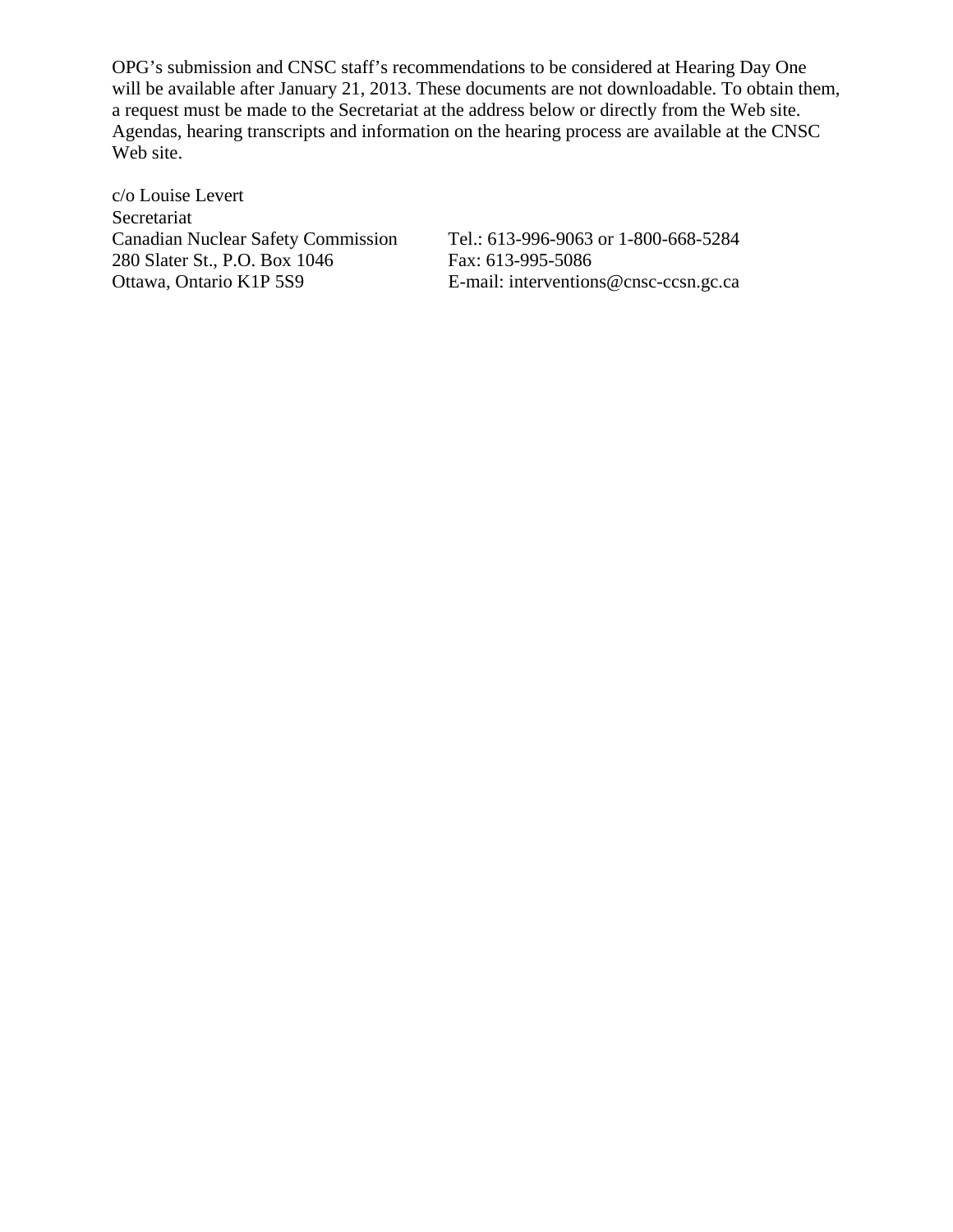OPG's submission and CNSC staff's recommendations to be considered at Hearing Day One will be available after January 21, 2013. These documents are not downloadable. To obtain them, a request must be made to the Secretariat at the address below or directly from the Web site. Agendas, hearing transcripts and information on the hearing process are available at the CNSC Web site.

c/o Louise Levert
Secretariat
Canadian Nuclear Safety Commission
280 Slater St., P.O. Box 1046
Ottawa, Ontario K1P 5S9

Tel.: 613-996-9063 or 1-800-668-5284
Fax: 613-995-5086
E-mail: interventions@cnsc-ccsn.gc.ca